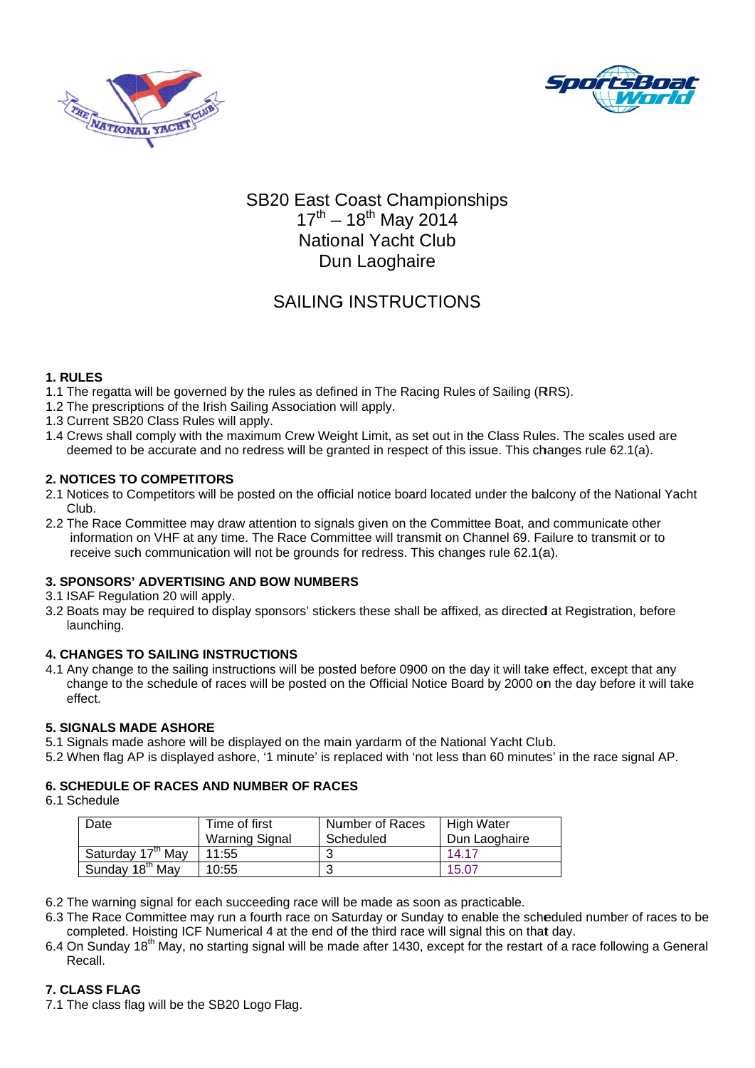# SB20 East Coast Championships
## 17th – 18th May 2014
## National Yacht Club
## Dun Laoghaire

## SAILING INSTRUCTIONS

### 1. RULES

1.1 The regatta will be governed by the rules as defined in The Racing Rules of Sailing (RRS).
1.2 The prescriptions of the Irish Sailing Association will apply.
1.3 Current SB20 Class Rules will apply.
1.4 Crews shall comply with the maximum Crew Weight Limit, as set out in the Class Rules. The scales used are deemed to be accurate and no redress will be granted in respect of this issue. This changes rule 62.1(a).

### 2. NOTICES TO COMPETITORS

2.1 Notices to Competitors will be posted on the official notice board located under the balcony of the National Yacht Club.
2.2 The Race Committee may draw attention to signals given on the Committee Boat, and communicate other information on VHF at any time. The Race Committee will transmit on Channel 69. Failure to transmit or to receive such communication will not be grounds for redress. This changes rule 62.1(a).

### 3. SPONSORS' ADVERTISING AND BOW NUMBERS

3.1 ISAF Regulation 20 will apply.
3.2 Boats may be required to display sponsors' stickers these shall be affixed, as directed at Registration, before launching.

### 4. CHANGES TO SAILING INSTRUCTIONS

4.1 Any change to the sailing instructions will be posted before 0900 on the day it will take effect, except that any change to the schedule of races will be posted on the Official Notice Board by 2000 on the day before it will take effect.

### 5. SIGNALS MADE ASHORE

5.1 Signals made ashore will be displayed on the main yardarm of the National Yacht Club.
5.2 When flag AP is displayed ashore, '1 minute' is replaced with 'not less than 60 minutes' in the race signal AP.

### 6. SCHEDULE OF RACES AND NUMBER OF RACES

6.1 Schedule

| Date | Time of first Warning Signal | Number of Races Scheduled | High Water Dun Laoghaire |
|---|---|---|---|
| Saturday 17th May | 11:55 | 3 | 14.17 |
| Sunday 18th May | 10:55 | 3 | 15.07 |

6.2 The warning signal for each succeeding race will be made as soon as practicable.
6.3 The Race Committee may run a fourth race on Saturday or Sunday to enable the scheduled number of races to be completed. Hoisting ICF Numerical 4 at the end of the third race will signal this on that day.
6.4 On Sunday 18th May, no starting signal will be made after 1430, except for the restart of a race following a General Recall.

### 7. CLASS FLAG

7.1 The class flag will be the SB20 Logo Flag.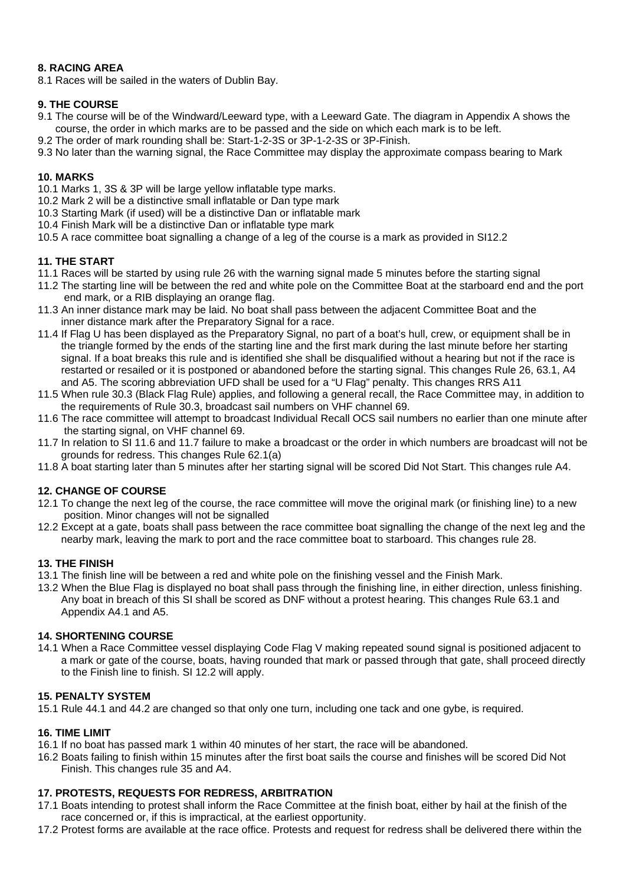**8. RACING AREA**

8.1 Races will be sailed in the waters of Dublin Bay.

**9. THE COURSE**

9.1 The course will be of the Windward/Leeward type, with a Leeward Gate. The diagram in Appendix A shows the course, the order in which marks are to be passed and the side on which each mark is to be left.

9.2 The order of mark rounding shall be: Start-1-2-3S or 3P-1-2-3S or 3P-Finish.

9.3 No later than the warning signal, the Race Committee may display the approximate compass bearing to Mark

**10. MARKS**

10.1 Marks 1, 3S & 3P will be large yellow inflatable type marks.

10.2 Mark 2 will be a distinctive small inflatable or Dan type mark

10.3 Starting Mark (if used) will be a distinctive Dan or inflatable mark

10.4 Finish Mark will be a distinctive Dan or inflatable type mark

10.5 A race committee boat signalling a change of a leg of the course is a mark as provided in SI12.2

**11. THE START**

11.1 Races will be started by using rule 26 with the warning signal made 5 minutes before the starting signal

11.2 The starting line will be between the red and white pole on the Committee Boat at the starboard end and the port end mark, or a RIB displaying an orange flag.

11.3 An inner distance mark may be laid. No boat shall pass between the adjacent Committee Boat and the inner distance mark after the Preparatory Signal for a race.

11.4 If Flag U has been displayed as the Preparatory Signal, no part of a boat's hull, crew, or equipment shall be in the triangle formed by the ends of the starting line and the first mark during the last minute before her starting signal. If a boat breaks this rule and is identified she shall be disqualified without a hearing but not if the race is restarted or resailed or it is postponed or abandoned before the starting signal. This changes Rule 26, 63.1, A4 and A5. The scoring abbreviation UFD shall be used for a "U Flag" penalty. This changes RRS A11

11.5 When rule 30.3 (Black Flag Rule) applies, and following a general recall, the Race Committee may, in addition to the requirements of Rule 30.3, broadcast sail numbers on VHF channel 69.

11.6 The race committee will attempt to broadcast Individual Recall OCS sail numbers no earlier than one minute after the starting signal, on VHF channel 69.

11.7 In relation to SI 11.6 and 11.7 failure to make a broadcast or the order in which numbers are broadcast will not be grounds for redress. This changes Rule 62.1(a)

11.8 A boat starting later than 5 minutes after her starting signal will be scored Did Not Start. This changes rule A4.

**12. CHANGE OF COURSE**

12.1 To change the next leg of the course, the race committee will move the original mark (or finishing line) to a new position. Minor changes will not be signalled

12.2 Except at a gate, boats shall pass between the race committee boat signalling the change of the next leg and the nearby mark, leaving the mark to port and the race committee boat to starboard. This changes rule 28.

**13. THE FINISH**

13.1 The finish line will be between a red and white pole on the finishing vessel and the Finish Mark.

13.2 When the Blue Flag is displayed no boat shall pass through the finishing line, in either direction, unless finishing. Any boat in breach of this SI shall be scored as DNF without a protest hearing. This changes Rule 63.1 and Appendix A4.1 and A5.

**14. SHORTENING COURSE**

14.1 When a Race Committee vessel displaying Code Flag V making repeated sound signal is positioned adjacent to a mark or gate of the course, boats, having rounded that mark or passed through that gate, shall proceed directly to the Finish line to finish. SI 12.2 will apply.

**15. PENALTY SYSTEM**

15.1 Rule 44.1 and 44.2 are changed so that only one turn, including one tack and one gybe, is required.

**16. TIME LIMIT**

16.1 If no boat has passed mark 1 within 40 minutes of her start, the race will be abandoned.

16.2 Boats failing to finish within 15 minutes after the first boat sails the course and finishes will be scored Did Not Finish. This changes rule 35 and A4.

**17. PROTESTS, REQUESTS FOR REDRESS, ARBITRATION**

17.1 Boats intending to protest shall inform the Race Committee at the finish boat, either by hail at the finish of the race concerned or, if this is impractical, at the earliest opportunity.

17.2 Protest forms are available at the race office. Protests and request for redress shall be delivered there within the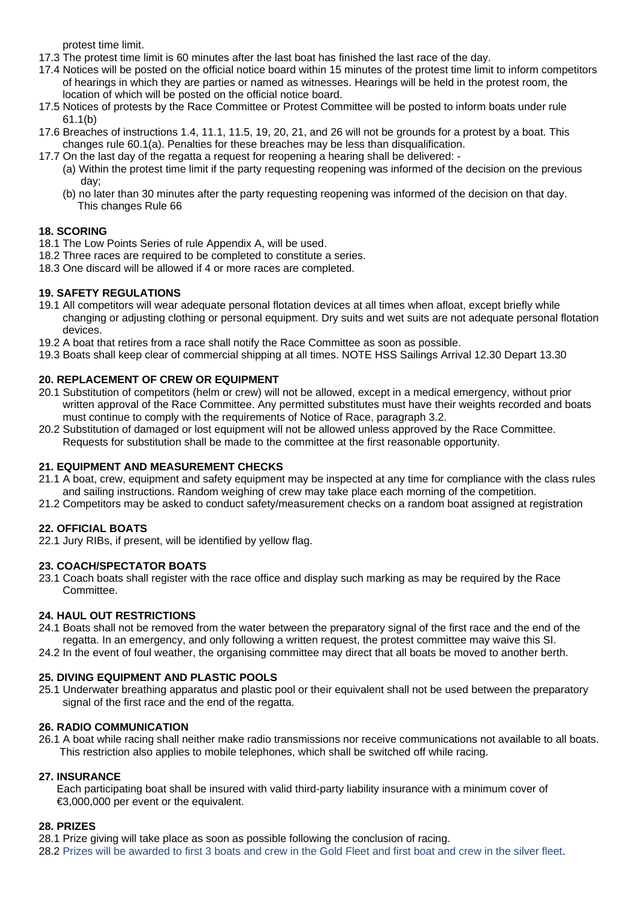protest time limit.

17.3 The protest time limit is 60 minutes after the last boat has finished the last race of the day.

17.4 Notices will be posted on the official notice board within 15 minutes of the protest time limit to inform competitors of hearings in which they are parties or named as witnesses. Hearings will be held in the protest room, the location of which will be posted on the official notice board.

17.5 Notices of protests by the Race Committee or Protest Committee will be posted to inform boats under rule 61.1(b)

17.6 Breaches of instructions 1.4, 11.1, 11.5, 19, 20, 21, and 26 will not be grounds for a protest by a boat. This changes rule 60.1(a). Penalties for these breaches may be less than disqualification.

17.7 On the last day of the regatta a request for reopening a hearing shall be delivered: -

(a) Within the protest time limit if the party requesting reopening was informed of the decision on the previous day;

(b) no later than 30 minutes after the party requesting reopening was informed of the decision on that day. This changes Rule 66

**18. SCORING**

18.1 The Low Points Series of rule Appendix A, will be used.

18.2 Three races are required to be completed to constitute a series.

18.3 One discard will be allowed if 4 or more races are completed.

**19. SAFETY REGULATIONS**

19.1 All competitors will wear adequate personal flotation devices at all times when afloat, except briefly while changing or adjusting clothing or personal equipment. Dry suits and wet suits are not adequate personal flotation devices.

19.2 A boat that retires from a race shall notify the Race Committee as soon as possible.

19.3 Boats shall keep clear of commercial shipping at all times. NOTE HSS Sailings Arrival 12.30 Depart 13.30

**20. REPLACEMENT OF CREW OR EQUIPMENT**

20.1 Substitution of competitors (helm or crew) will not be allowed, except in a medical emergency, without prior written approval of the Race Committee. Any permitted substitutes must have their weights recorded and boats must continue to comply with the requirements of Notice of Race, paragraph 3.2.

20.2 Substitution of damaged or lost equipment will not be allowed unless approved by the Race Committee. Requests for substitution shall be made to the committee at the first reasonable opportunity.

**21. EQUIPMENT AND MEASUREMENT CHECKS**

21.1 A boat, crew, equipment and safety equipment may be inspected at any time for compliance with the class rules and sailing instructions. Random weighing of crew may take place each morning of the competition.

21.2 Competitors may be asked to conduct safety/measurement checks on a random boat assigned at registration

**22. OFFICIAL BOATS**

22.1 Jury RIBs, if present, will be identified by yellow flag.

**23. COACH/SPECTATOR BOATS**

23.1 Coach boats shall register with the race office and display such marking as may be required by the Race Committee.

**24. HAUL OUT RESTRICTIONS**

24.1 Boats shall not be removed from the water between the preparatory signal of the first race and the end of the regatta. In an emergency, and only following a written request, the protest committee may waive this SI.

24.2 In the event of foul weather, the organising committee may direct that all boats be moved to another berth.

**25. DIVING EQUIPMENT AND PLASTIC POOLS**

25.1 Underwater breathing apparatus and plastic pool or their equivalent shall not be used between the preparatory signal of the first race and the end of the regatta.

**26. RADIO COMMUNICATION**

26.1 A boat while racing shall neither make radio transmissions nor receive communications not available to all boats. This restriction also applies to mobile telephones, which shall be switched off while racing.

**27. INSURANCE**

Each participating boat shall be insured with valid third-party liability insurance with a minimum cover of €3,000,000 per event or the equivalent.

**28. PRIZES**

28.1 Prize giving will take place as soon as possible following the conclusion of racing.

28.2 Prizes will be awarded to first 3 boats and crew in the Gold Fleet and first boat and crew in the silver fleet.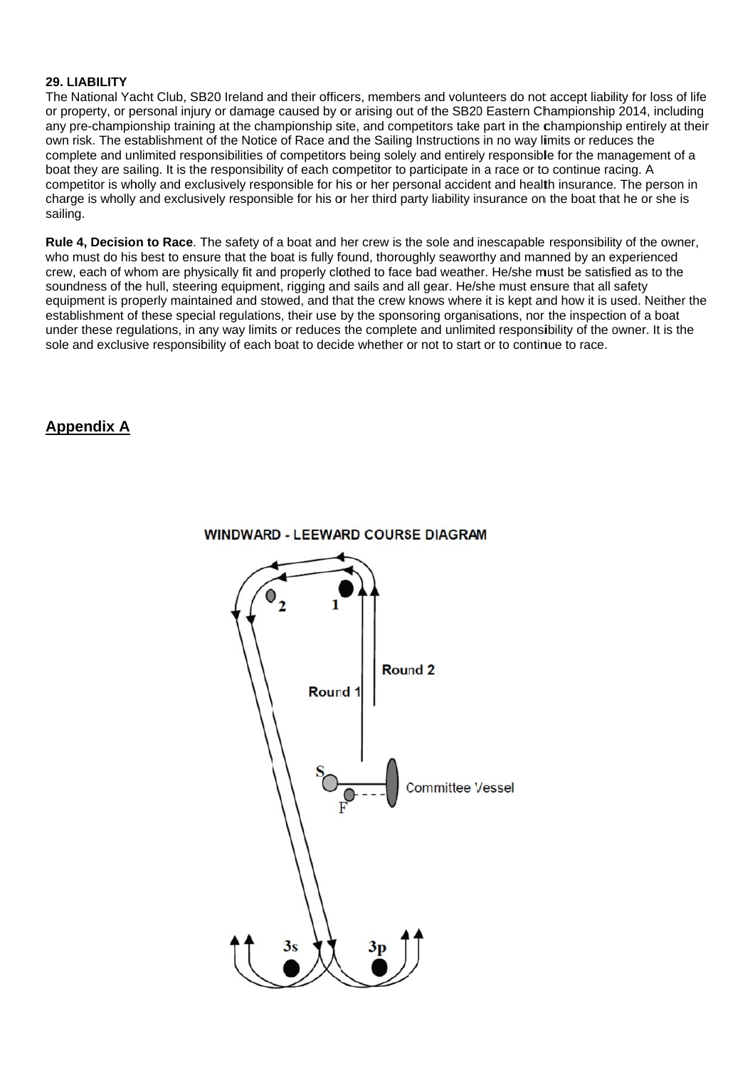**29. LIABILITY**
The National Yacht Club, SB20 Ireland and their officers, members and volunteers do not accept liability for loss of life or property, or personal injury or damage caused by or arising out of the SB20 Eastern Championship 2014, including any pre-championship training at the championship site, and competitors take part in the championship entirely at their own risk. The establishment of the Notice of Race and the Sailing Instructions in no way limits or reduces the complete and unlimited responsibilities of competitors being solely and entirely responsible for the management of a boat they are sailing. It is the responsibility of each competitor to participate in a race or to continue racing. A competitor is wholly and exclusively responsible for his or her personal accident and health insurance. The person in charge is wholly and exclusively responsible for his or her third party liability insurance on the boat that he or she is sailing.

**Rule 4, Decision to Race**. The safety of a boat and her crew is the sole and inescapable responsibility of the owner, who must do his best to ensure that the boat is fully found, thoroughly seaworthy and manned by an experienced crew, each of whom are physically fit and properly clothed to face bad weather. He/she must be satisfied as to the soundness of the hull, steering equipment, rigging and sails and all gear. He/she must ensure that all safety equipment is properly maintained and stowed, and that the crew knows where it is kept and how it is used. Neither the establishment of these special regulations, their use by the sponsoring organisations, nor the inspection of a boat under these regulations, in any way limits or reduces the complete and unlimited responsibility of the owner. It is the sole and exclusive responsibility of each boat to decide whether or not to start or to continue to race.

## Appendix A

WINDWARD - LEEWARD COURSE DIAGRAM

2
1
Round 2
Round 1
S
F
Committee Vessel
3s
3p